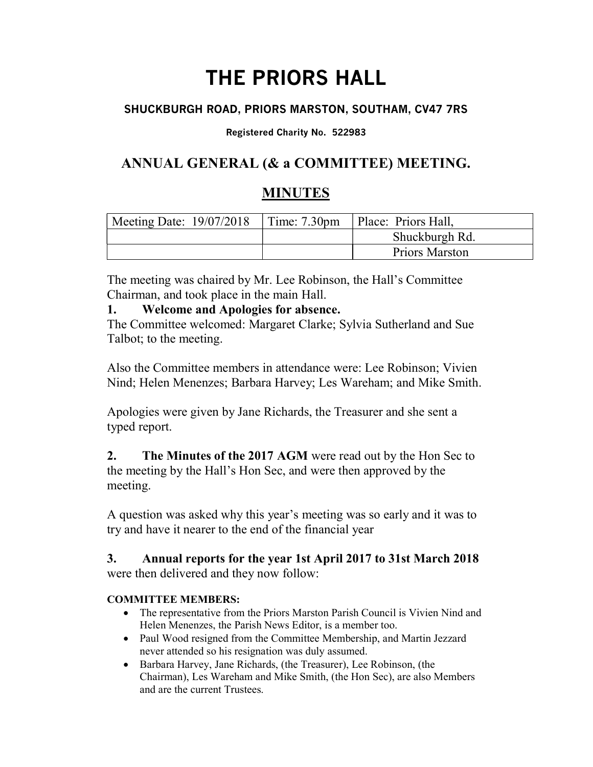# THE PRIORS HALL

### SHUCKBURGH ROAD, PRIORS MARSTON, SOUTHAM, CV47 7RS

**Registered Charity No. 522983**

## ANNUAL GENERAL (& a COMMITTEE) MEETING.

## MINUTES

| Meeting Date: 19/07/2018 | Time: 7.30pm | Place: Priors Hall, |
|---|---|---|
| | | Shuckburgh Rd. |
| | | Priors Marston |

The meeting was chaired by Mr. Lee Robinson, the Hall's Committee Chairman, and took place in the main Hall.

**1. Welcome and Apologies for absence.**

The Committee welcomed: Margaret Clarke; Sylvia Sutherland and Sue Talbot; to the meeting.

Also the Committee members in attendance were: Lee Robinson; Vivien Nind; Helen Menenzes; Barbara Harvey; Les Wareham; and Mike Smith.

Apologies were given by Jane Richards, the Treasurer and she sent a typed report.

**2. The Minutes of the 2017 AGM** were read out by the Hon Sec to the meeting by the Hall's Hon Sec, and were then approved by the meeting.

A question was asked why this year's meeting was so early and it was to try and have it nearer to the end of the financial year

**3. Annual reports for the year 1st April 2017 to 31st March 2018** were then delivered and they now follow:

**COMMITTEE MEMBERS:**

- The representative from the Priors Marston Parish Council is Vivien Nind and Helen Menenzes, the Parish News Editor, is a member too.
- Paul Wood resigned from the Committee Membership, and Martin Jezzard never attended so his resignation was duly assumed.
- Barbara Harvey, Jane Richards, (the Treasurer), Lee Robinson, (the Chairman), Les Wareham and Mike Smith, (the Hon Sec), are also Members and are the current Trustees.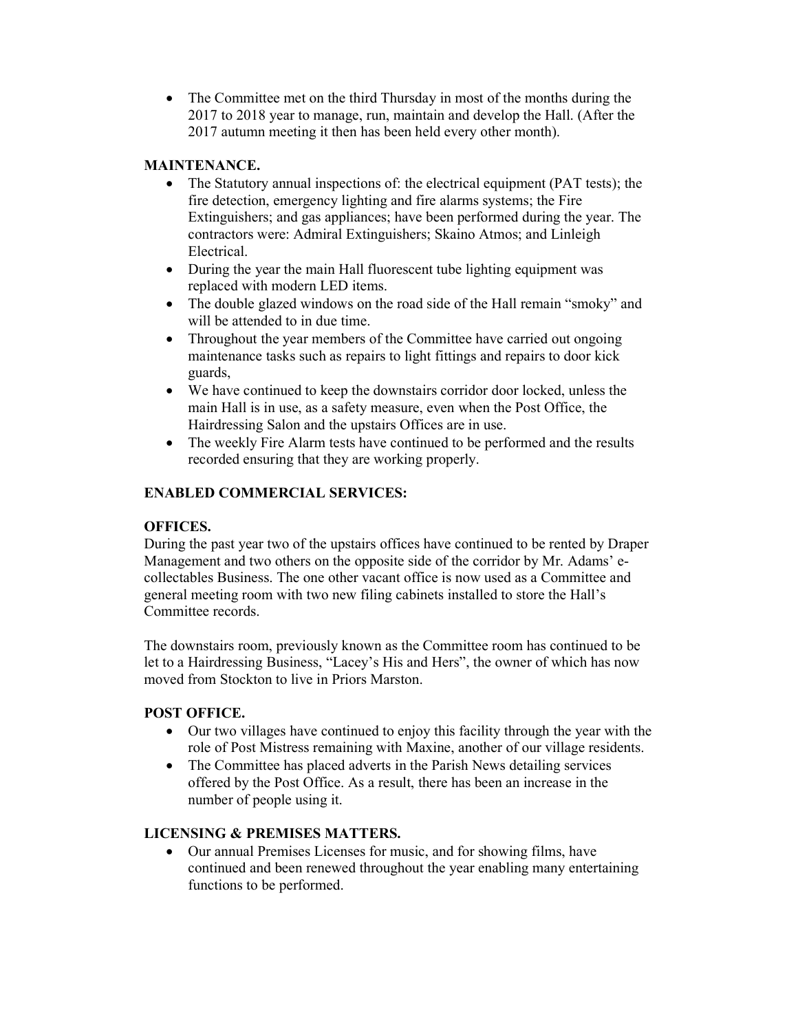- The Committee met on the third Thursday in most of the months during the 2017 to 2018 year to manage, run, maintain and develop the Hall. (After the 2017 autumn meeting it then has been held every other month).

**MAINTENANCE.**

- The Statutory annual inspections of: the electrical equipment (PAT tests); the fire detection, emergency lighting and fire alarms systems; the Fire Extinguishers; and gas appliances; have been performed during the year. The contractors were: Admiral Extinguishers; Skaino Atmos; and Linleigh Electrical.
- During the year the main Hall fluorescent tube lighting equipment was replaced with modern LED items.
- The double glazed windows on the road side of the Hall remain "smoky" and will be attended to in due time.
- Throughout the year members of the Committee have carried out ongoing maintenance tasks such as repairs to light fittings and repairs to door kick guards,
- We have continued to keep the downstairs corridor door locked, unless the main Hall is in use, as a safety measure, even when the Post Office, the Hairdressing Salon and the upstairs Offices are in use.
- The weekly Fire Alarm tests have continued to be performed and the results recorded ensuring that they are working properly.

**ENABLED COMMERCIAL SERVICES:**

**OFFICES.**

During the past year two of the upstairs offices have continued to be rented by Draper Management and two others on the opposite side of the corridor by Mr. Adams' e-collectables Business. The one other vacant office is now used as a Committee and general meeting room with two new filing cabinets installed to store the Hall's Committee records.

The downstairs room, previously known as the Committee room has continued to be let to a Hairdressing Business, "Lacey's His and Hers", the owner of which has now moved from Stockton to live in Priors Marston.

**POST OFFICE.**

- Our two villages have continued to enjoy this facility through the year with the role of Post Mistress remaining with Maxine, another of our village residents.
- The Committee has placed adverts in the Parish News detailing services offered by the Post Office. As a result, there has been an increase in the number of people using it.

**LICENSING & PREMISES MATTERS.**

- Our annual Premises Licenses for music, and for showing films, have continued and been renewed throughout the year enabling many entertaining functions to be performed.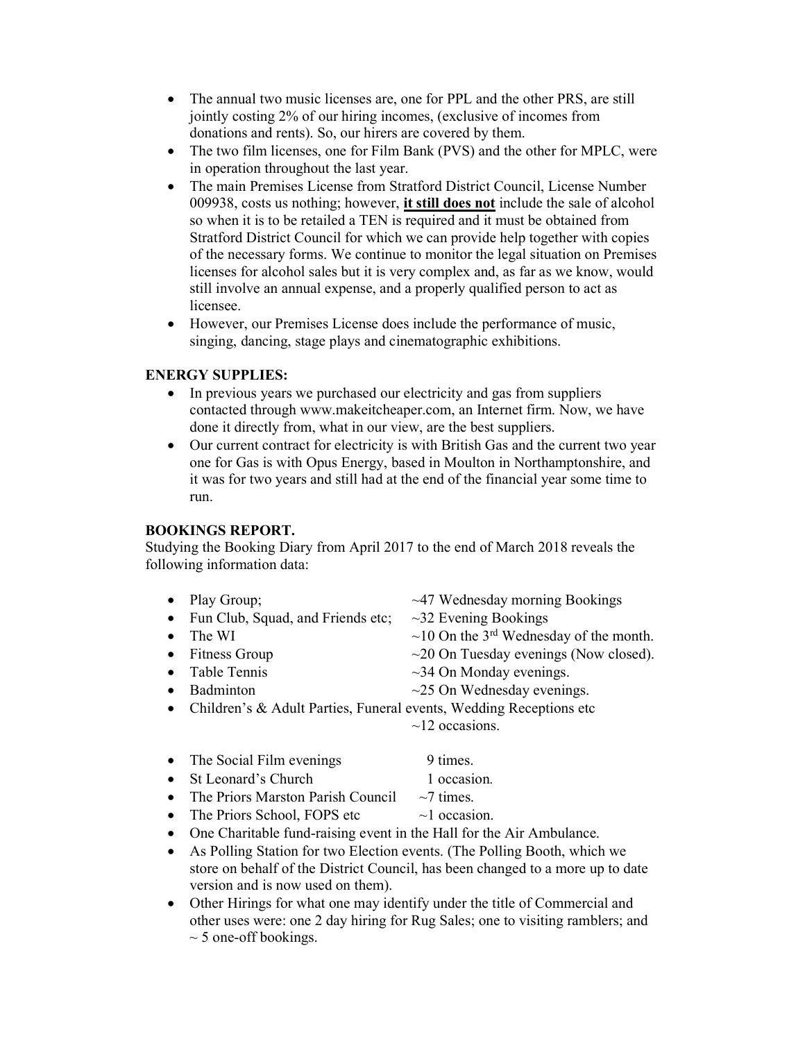- The annual two music licenses are, one for PPL and the other PRS, are still jointly costing 2% of our hiring incomes, (exclusive of incomes from donations and rents). So, our hirers are covered by them.
- The two film licenses, one for Film Bank (PVS) and the other for MPLC, were in operation throughout the last year.
- The main Premises License from Stratford District Council, License Number 009938, costs us nothing; however, **<u>it still does not</u>** include the sale of alcohol so when it is to be retailed a TEN is required and it must be obtained from Stratford District Council for which we can provide help together with copies of the necessary forms. We continue to monitor the legal situation on Premises licenses for alcohol sales but it is very complex and, as far as we know, would still involve an annual expense, and a properly qualified person to act as licensee.
- However, our Premises License does include the performance of music, singing, dancing, stage plays and cinematographic exhibitions.

**ENERGY SUPPLIES:**

- In previous years we purchased our electricity and gas from suppliers contacted through www.makeitcheaper.com, an Internet firm. Now, we have done it directly from, what in our view, are the best suppliers.
- Our current contract for electricity is with British Gas and the current two year one for Gas is with Opus Energy, based in Moulton in Northamptonshire, and it was for two years and still had at the end of the financial year some time to run.

**BOOKINGS REPORT.**

Studying the Booking Diary from April 2017 to the end of March 2018 reveals the following information data:

- Play Group; ~47 Wednesday morning Bookings
- Fun Club, Squad, and Friends etc; ~32 Evening Bookings
- The WI ~10 On the 3rd Wednesday of the month.
- Fitness Group ~20 On Tuesday evenings (Now closed).
- Table Tennis ~34 On Monday evenings.
- Badminton ~25 On Wednesday evenings.
- Children's & Adult Parties, Funeral events, Wedding Receptions etc ~12 occasions.

- The Social Film evenings 9 times.
- St Leonard's Church 1 occasion.
- The Priors Marston Parish Council ~7 times.
- The Priors School, FOPS etc ~1 occasion.
- One Charitable fund-raising event in the Hall for the Air Ambulance.
- As Polling Station for two Election events. (The Polling Booth, which we store on behalf of the District Council, has been changed to a more up to date version and is now used on them).
- Other Hirings for what one may identify under the title of Commercial and other uses were: one 2 day hiring for Rug Sales; one to visiting ramblers; and ~ 5 one-off bookings.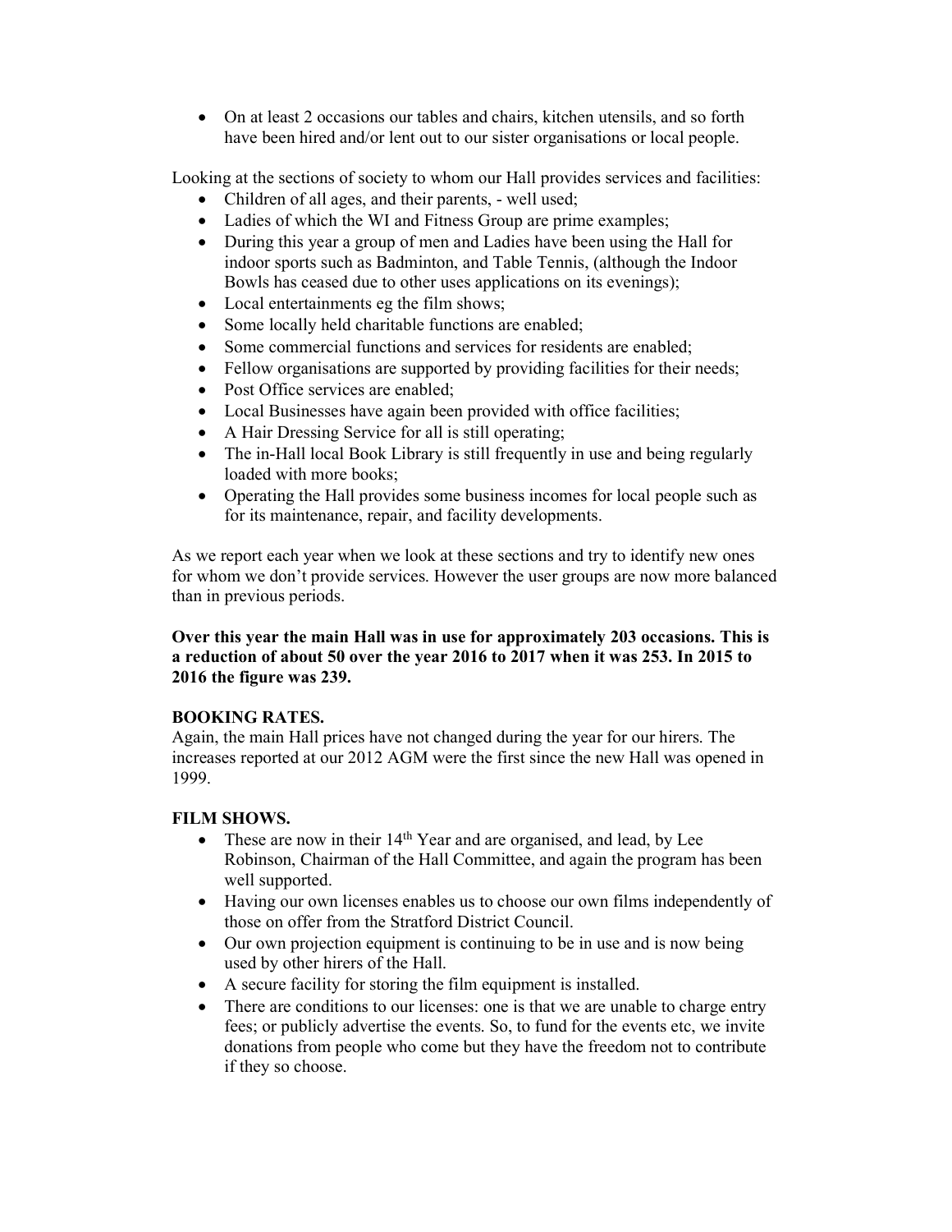- On at least 2 occasions our tables and chairs, kitchen utensils, and so forth have been hired and/or lent out to our sister organisations or local people.

Looking at the sections of society to whom our Hall provides services and facilities:

- Children of all ages, and their parents, - well used;
- Ladies of which the WI and Fitness Group are prime examples;
- During this year a group of men and Ladies have been using the Hall for indoor sports such as Badminton, and Table Tennis, (although the Indoor Bowls has ceased due to other uses applications on its evenings);
- Local entertainments eg the film shows;
- Some locally held charitable functions are enabled;
- Some commercial functions and services for residents are enabled;
- Fellow organisations are supported by providing facilities for their needs;
- Post Office services are enabled;
- Local Businesses have again been provided with office facilities;
- A Hair Dressing Service for all is still operating;
- The in-Hall local Book Library is still frequently in use and being regularly loaded with more books;
- Operating the Hall provides some business incomes for local people such as for its maintenance, repair, and facility developments.

As we report each year when we look at these sections and try to identify new ones for whom we don't provide services. However the user groups are now more balanced than in previous periods.

**Over this year the main Hall was in use for approximately 203 occasions. This is a reduction of about 50 over the year 2016 to 2017 when it was 253. In 2015 to 2016 the figure was 239.**

**BOOKING RATES.**

Again, the main Hall prices have not changed during the year for our hirers. The increases reported at our 2012 AGM were the first since the new Hall was opened in 1999.

**FILM SHOWS.**

- These are now in their 14th Year and are organised, and lead, by Lee Robinson, Chairman of the Hall Committee, and again the program has been well supported.
- Having our own licenses enables us to choose our own films independently of those on offer from the Stratford District Council.
- Our own projection equipment is continuing to be in use and is now being used by other hirers of the Hall.
- A secure facility for storing the film equipment is installed.
- There are conditions to our licenses: one is that we are unable to charge entry fees; or publicly advertise the events. So, to fund for the events etc, we invite donations from people who come but they have the freedom not to contribute if they so choose.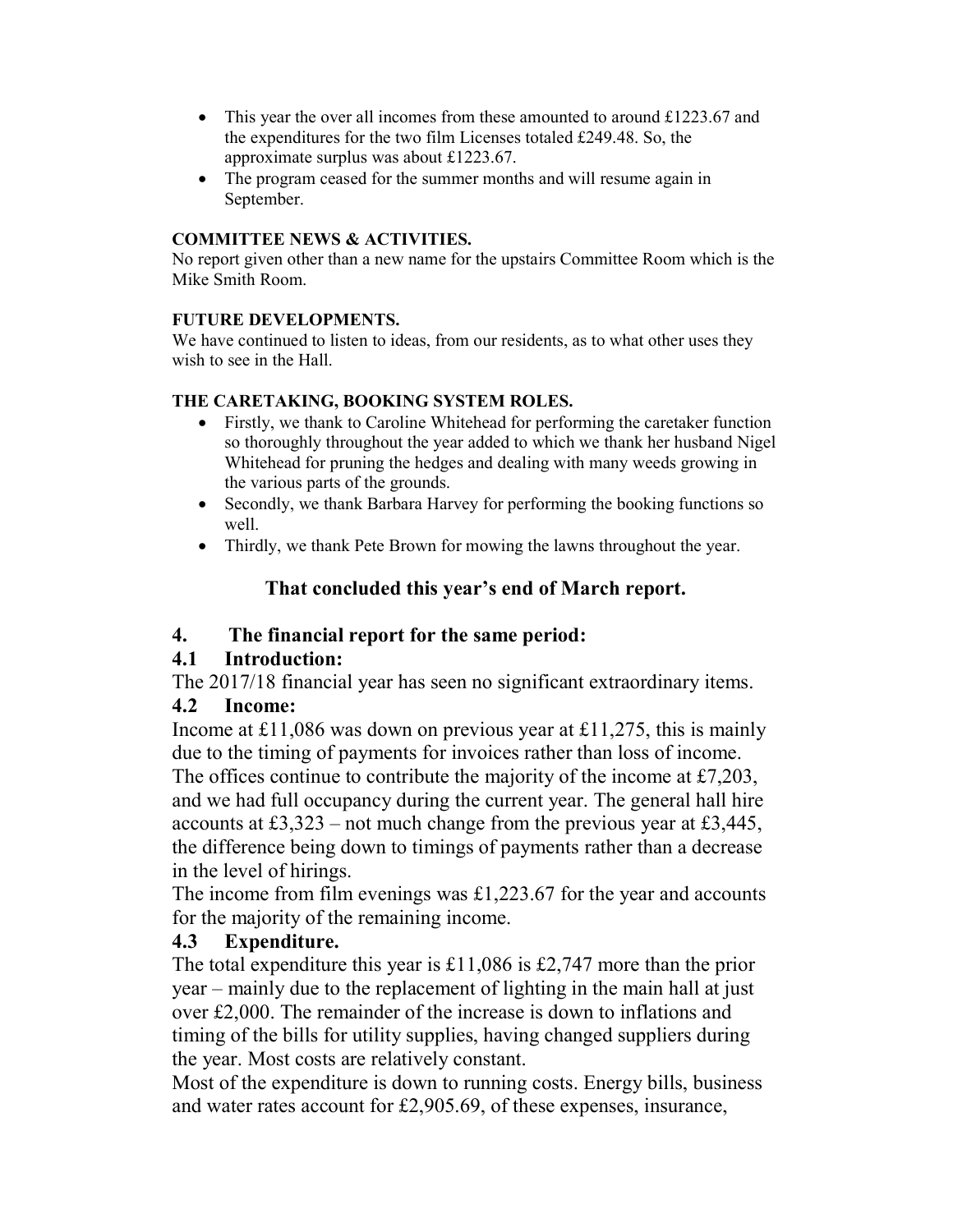- This year the over all incomes from these amounted to around £1223.67 and the expenditures for the two film Licenses totaled £249.48. So, the approximate surplus was about £1223.67.
- The program ceased for the summer months and will resume again in September.

**COMMITTEE NEWS & ACTIVITIES.**

No report given other than a new name for the upstairs Committee Room which is the Mike Smith Room.

**FUTURE DEVELOPMENTS.**

We have continued to listen to ideas, from our residents, as to what other uses they wish to see in the Hall.

**THE CARETAKING, BOOKING SYSTEM ROLES.**

- Firstly, we thank to Caroline Whitehead for performing the caretaker function so thoroughly throughout the year added to which we thank her husband Nigel Whitehead for pruning the hedges and dealing with many weeds growing in the various parts of the grounds.
- Secondly, we thank Barbara Harvey for performing the booking functions so well.
- Thirdly, we thank Pete Brown for mowing the lawns throughout the year.

**That concluded this year's end of March report.**

## 4. The financial report for the same period:

### 4.1 Introduction:

The 2017/18 financial year has seen no significant extraordinary items.

### 4.2 Income:

Income at £11,086 was down on previous year at £11,275, this is mainly due to the timing of payments for invoices rather than loss of income. The offices continue to contribute the majority of the income at £7,203, and we had full occupancy during the current year. The general hall hire accounts at £3,323 – not much change from the previous year at £3,445, the difference being down to timings of payments rather than a decrease in the level of hirings.

The income from film evenings was £1,223.67 for the year and accounts for the majority of the remaining income.

### 4.3 Expenditure.

The total expenditure this year is £11,086 is £2,747 more than the prior year – mainly due to the replacement of lighting in the main hall at just over £2,000. The remainder of the increase is down to inflations and timing of the bills for utility supplies, having changed suppliers during the year. Most costs are relatively constant.

Most of the expenditure is down to running costs. Energy bills, business and water rates account for £2,905.69, of these expenses, insurance,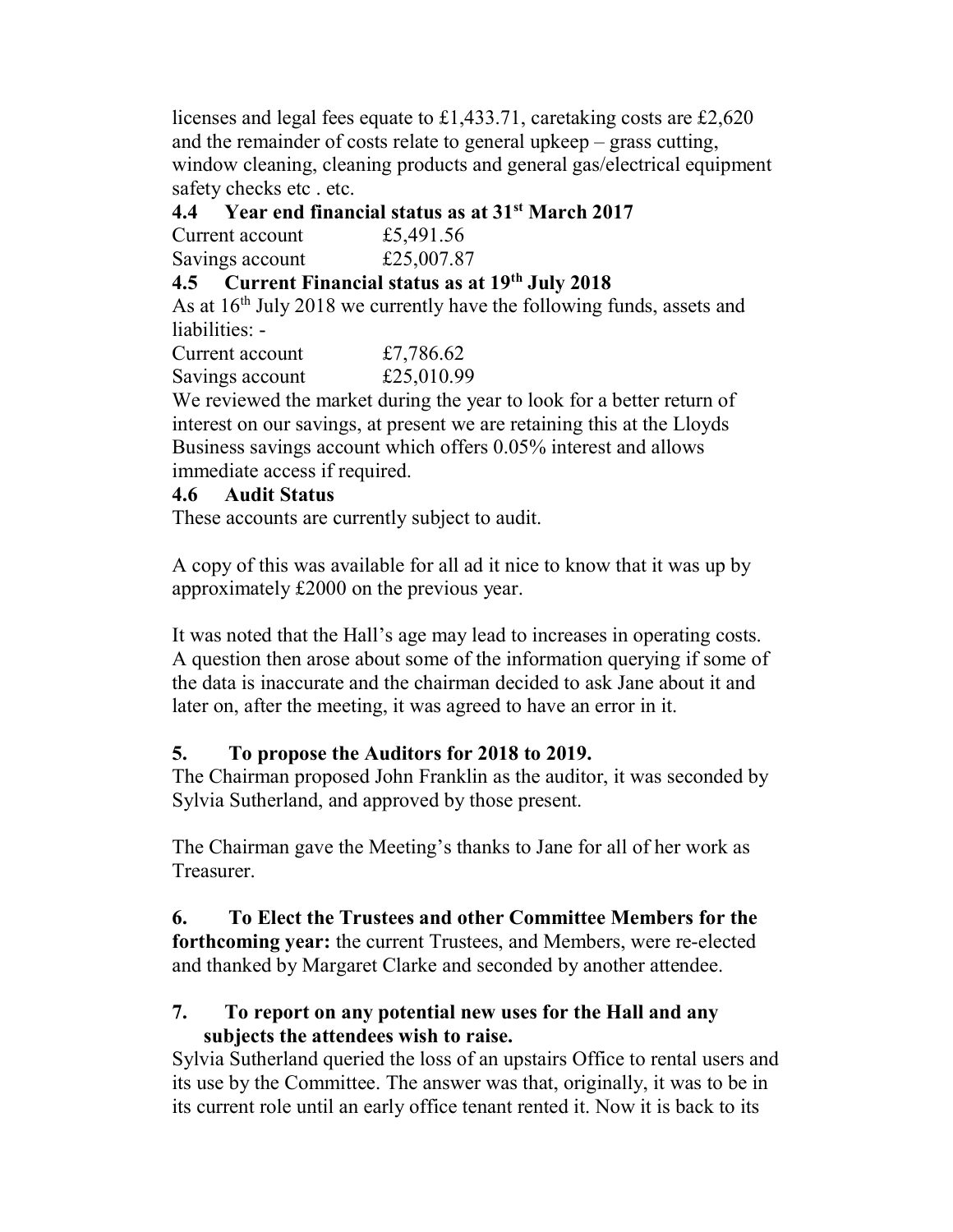licenses and legal fees equate to £1,433.71, caretaking costs are £2,620 and the remainder of costs relate to general upkeep – grass cutting, window cleaning, cleaning products and general gas/electrical equipment safety checks etc . etc.

**4.4 Year end financial status as at 31st March 2017**

| | |
|---|---|
| Current account | £5,491.56 |
| Savings account | £25,007.87 |

**4.5 Current Financial status as at 19th July 2018**

As at 16th July 2018 we currently have the following funds, assets and liabilities: -

| | |
|---|---|
| Current account | £7,786.62 |
| Savings account | £25,010.99 |

We reviewed the market during the year to look for a better return of interest on our savings, at present we are retaining this at the Lloyds Business savings account which offers 0.05% interest and allows immediate access if required.

**4.6 Audit Status**

These accounts are currently subject to audit.

A copy of this was available for all ad it nice to know that it was up by approximately £2000 on the previous year.

It was noted that the Hall's age may lead to increases in operating costs. A question then arose about some of the information querying if some of the data is inaccurate and the chairman decided to ask Jane about it and later on, after the meeting, it was agreed to have an error in it.

**5. To propose the Auditors for 2018 to 2019.**

The Chairman proposed John Franklin as the auditor, it was seconded by Sylvia Sutherland, and approved by those present.

The Chairman gave the Meeting's thanks to Jane for all of her work as Treasurer.

**6. To Elect the Trustees and other Committee Members for the forthcoming year:** the current Trustees, and Members, were re-elected and thanked by Margaret Clarke and seconded by another attendee.

**7. To report on any potential new uses for the Hall and any subjects the attendees wish to raise.**

Sylvia Sutherland queried the loss of an upstairs Office to rental users and its use by the Committee. The answer was that, originally, it was to be in its current role until an early office tenant rented it. Now it is back to its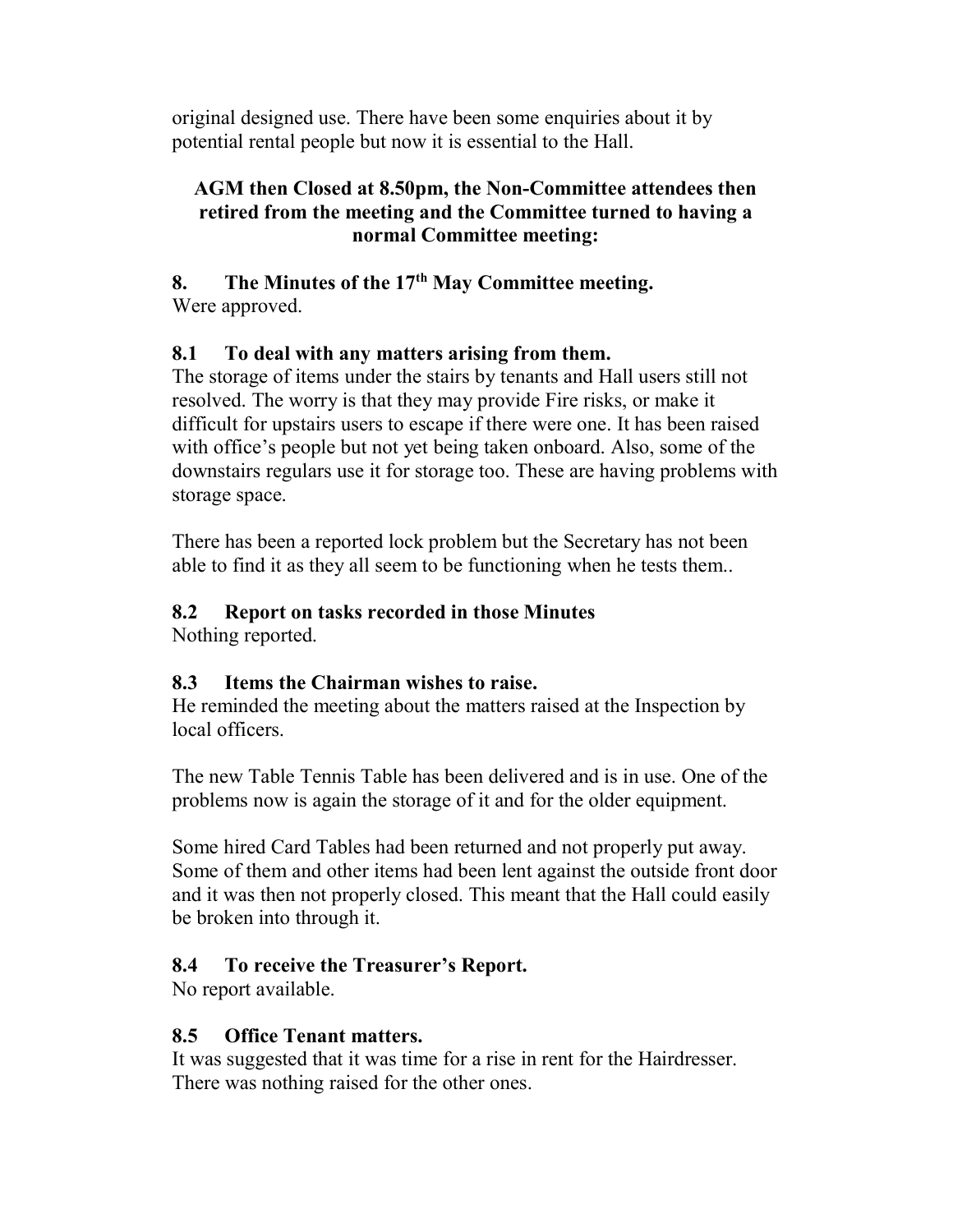original designed use. There have been some enquiries about it by potential rental people but now it is essential to the Hall.

**AGM then Closed at 8.50pm, the Non-Committee attendees then retired from the meeting and the Committee turned to having a normal Committee meeting:**

## 8. The Minutes of the 17th May Committee meeting.

Were approved.

### 8.1 To deal with any matters arising from them.

The storage of items under the stairs by tenants and Hall users still not resolved. The worry is that they may provide Fire risks, or make it difficult for upstairs users to escape if there were one. It has been raised with office's people but not yet being taken onboard. Also, some of the downstairs regulars use it for storage too. These are having problems with storage space.

There has been a reported lock problem but the Secretary has not been able to find it as they all seem to be functioning when he tests them..

### 8.2 Report on tasks recorded in those Minutes

Nothing reported.

### 8.3 Items the Chairman wishes to raise.

He reminded the meeting about the matters raised at the Inspection by local officers.

The new Table Tennis Table has been delivered and is in use. One of the problems now is again the storage of it and for the older equipment.

Some hired Card Tables had been returned and not properly put away. Some of them and other items had been lent against the outside front door and it was then not properly closed. This meant that the Hall could easily be broken into through it.

### 8.4 To receive the Treasurer's Report.

No report available.

### 8.5 Office Tenant matters.

It was suggested that it was time for a rise in rent for the Hairdresser. There was nothing raised for the other ones.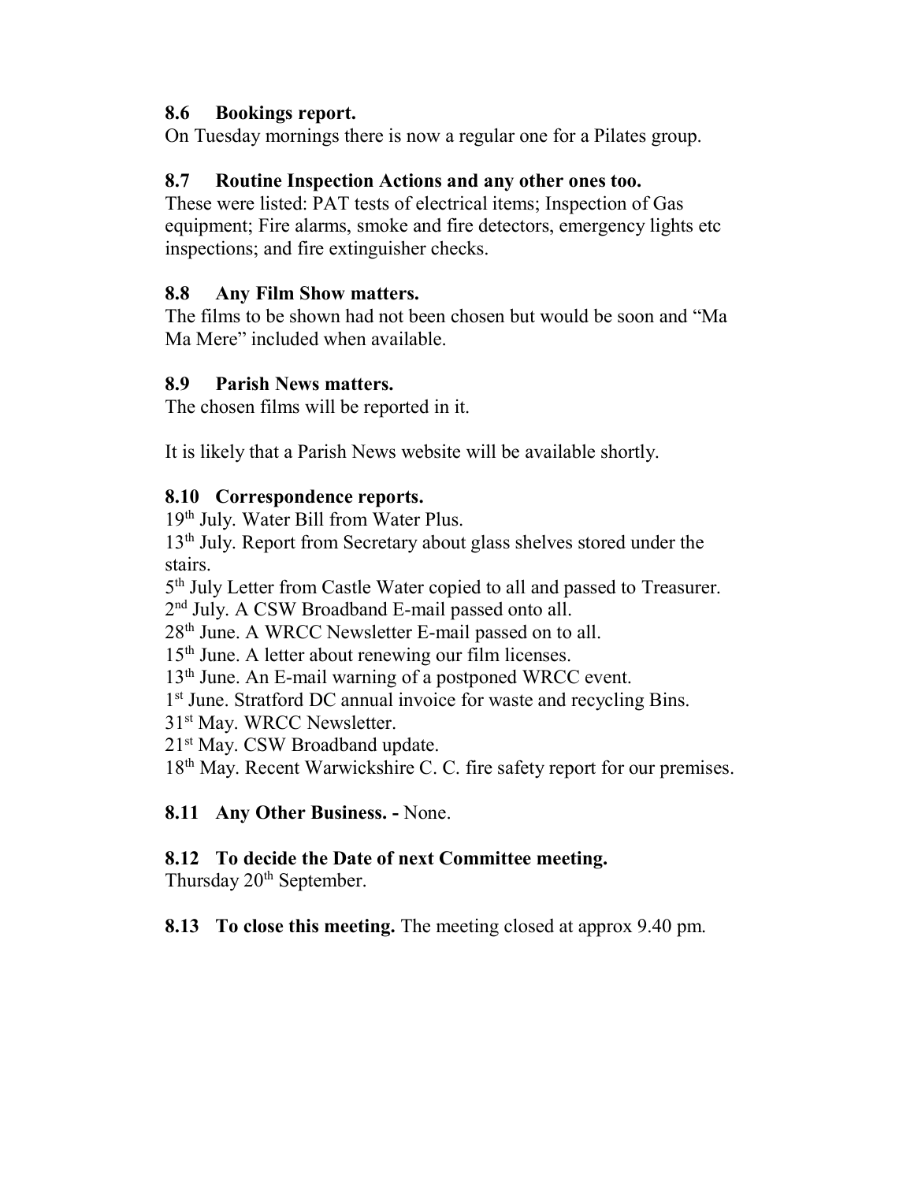### 8.6 Bookings report.

On Tuesday mornings there is now a regular one for a Pilates group.

### 8.7 Routine Inspection Actions and any other ones too.

These were listed: PAT tests of electrical items; Inspection of Gas equipment; Fire alarms, smoke and fire detectors, emergency lights etc inspections; and fire extinguisher checks.

### 8.8 Any Film Show matters.

The films to be shown had not been chosen but would be soon and “Ma Ma Mere” included when available.

### 8.9 Parish News matters.

The chosen films will be reported in it.

It is likely that a Parish News website will be available shortly.

### 8.10 Correspondence reports.

19th July. Water Bill from Water Plus.
13th July. Report from Secretary about glass shelves stored under the stairs.
5th July Letter from Castle Water copied to all and passed to Treasurer.
2nd July. A CSW Broadband E-mail passed onto all.
28th June. A WRCC Newsletter E-mail passed on to all.
15th June. A letter about renewing our film licenses.
13th June. An E-mail warning of a postponed WRCC event.
1st June. Stratford DC annual invoice for waste and recycling Bins.
31st May. WRCC Newsletter.
21st May. CSW Broadband update.
18th May. Recent Warwickshire C. C. fire safety report for our premises.

### 8.11 Any Other Business. - None.

### 8.12 To decide the Date of next Committee meeting.

Thursday 20th September.

**8.13 To close this meeting.** The meeting closed at approx 9.40 pm.